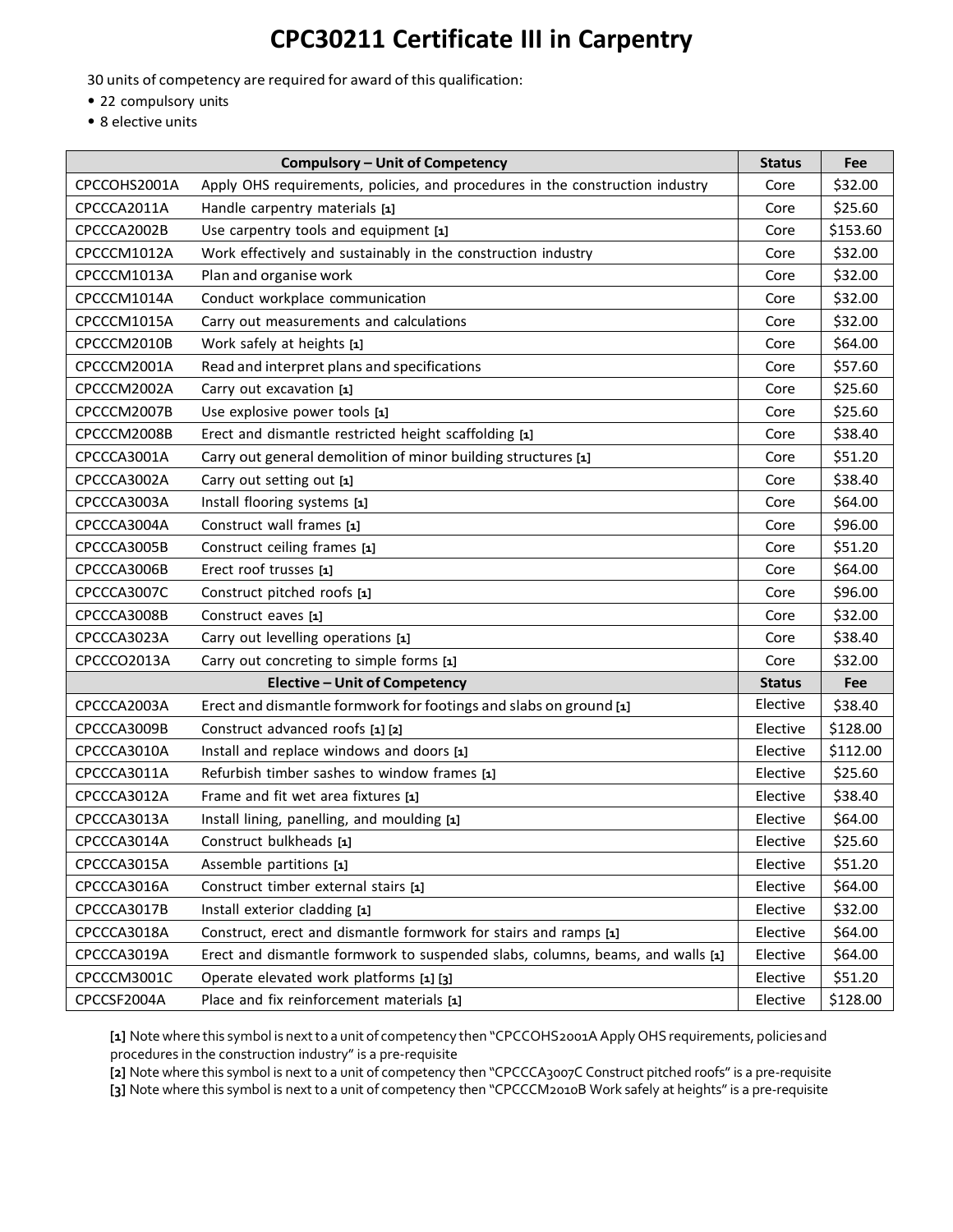# CPC30211 Certificate III in Carpentry

30 units of competency are required for award of this qualification:

- 22 compulsory units
- 8 elective units

| Compulsory – Unit of Competency | | Status | Fee |
|---|---|---|---|
| CPCCOHS2001A | Apply OHS requirements, policies, and procedures in the construction industry | Core | $32.00 |
| CPCCCA2011A | Handle carpentry materials [1] | Core | $25.60 |
| CPCCCA2002B | Use carpentry tools and equipment [1] | Core | $153.60 |
| CPCCCM1012A | Work effectively and sustainably in the construction industry | Core | $32.00 |
| CPCCCM1013A | Plan and organise work | Core | $32.00 |
| CPCCCM1014A | Conduct workplace communication | Core | $32.00 |
| CPCCCM1015A | Carry out measurements and calculations | Core | $32.00 |
| CPCCCM2010B | Work safely at heights [1] | Core | $64.00 |
| CPCCCM2001A | Read and interpret plans and specifications | Core | $57.60 |
| CPCCCM2002A | Carry out excavation [1] | Core | $25.60 |
| CPCCCM2007B | Use explosive power tools [1] | Core | $25.60 |
| CPCCCM2008B | Erect and dismantle restricted height scaffolding [1] | Core | $38.40 |
| CPCCCA3001A | Carry out general demolition of minor building structures [1] | Core | $51.20 |
| CPCCCA3002A | Carry out setting out [1] | Core | $38.40 |
| CPCCCA3003A | Install flooring systems [1] | Core | $64.00 |
| CPCCCA3004A | Construct wall frames [1] | Core | $96.00 |
| CPCCCA3005B | Construct ceiling frames [1] | Core | $51.20 |
| CPCCCA3006B | Erect roof trusses [1] | Core | $64.00 |
| CPCCCA3007C | Construct pitched roofs [1] | Core | $96.00 |
| CPCCCA3008B | Construct eaves [1] | Core | $32.00 |
| CPCCCA3023A | Carry out levelling operations [1] | Core | $38.40 |
| CPCCCO2013A | Carry out concreting to simple forms [1] | Core | $32.00 |
| **Elective – Unit of Competency** | | **Status** | **Fee** |
| CPCCCA2003A | Erect and dismantle formwork for footings and slabs on ground [1] | Elective | $38.40 |
| CPCCCA3009B | Construct advanced roofs [1] [2] | Elective | $128.00 |
| CPCCCA3010A | Install and replace windows and doors [1] | Elective | $112.00 |
| CPCCCA3011A | Refurbish timber sashes to window frames [1] | Elective | $25.60 |
| CPCCCA3012A | Frame and fit wet area fixtures [1] | Elective | $38.40 |
| CPCCCA3013A | Install lining, panelling, and moulding [1] | Elective | $64.00 |
| CPCCCA3014A | Construct bulkheads [1] | Elective | $25.60 |
| CPCCCA3015A | Assemble partitions [1] | Elective | $51.20 |
| CPCCCA3016A | Construct timber external stairs [1] | Elective | $64.00 |
| CPCCCA3017B | Install exterior cladding [1] | Elective | $32.00 |
| CPCCCA3018A | Construct, erect and dismantle formwork for stairs and ramps [1] | Elective | $64.00 |
| CPCCCA3019A | Erect and dismantle formwork to suspended slabs, columns, beams, and walls [1] | Elective | $64.00 |
| CPCCCM3001C | Operate elevated work platforms [1] [3] | Elective | $51.20 |
| CPCCSF2004A | Place and fix reinforcement materials [1] | Elective | $128.00 |

[1] Note where this symbol is next to a unit of competency then "CPCCOHS2001A Apply OHS requirements, policies and procedures in the construction industry" is a pre-requisite

[2] Note where this symbol is next to a unit of competency then "CPCCCA3007C Construct pitched roofs" is a pre-requisite

[3] Note where this symbol is next to a unit of competency then "CPCCCM2010B Work safely at heights" is a pre-requisite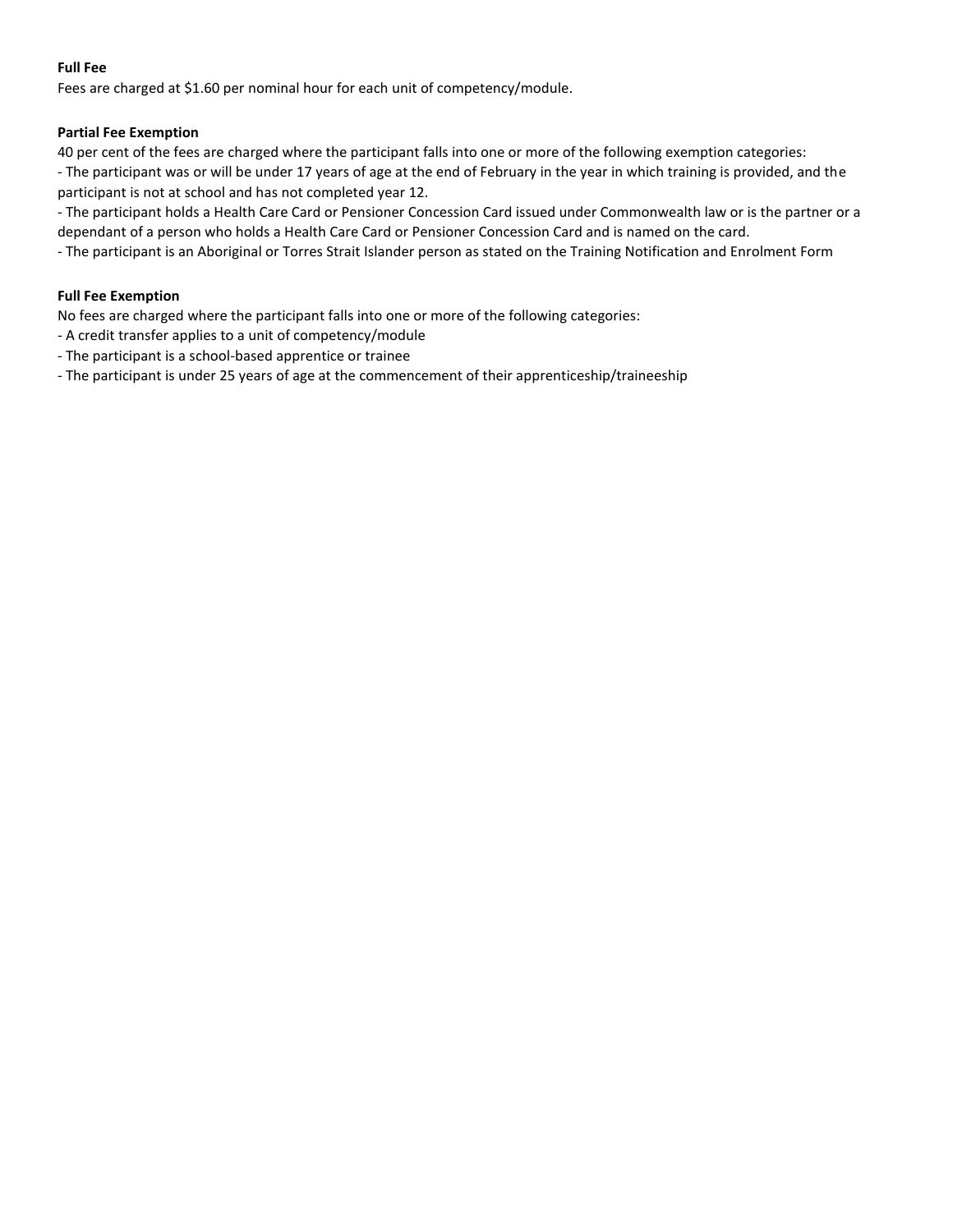**Full Fee**

Fees are charged at $1.60 per nominal hour for each unit of competency/module.

**Partial Fee Exemption**

40 per cent of the fees are charged where the participant falls into one or more of the following exemption categories:

- The participant was or will be under 17 years of age at the end of February in the year in which training is provided, and the participant is not at school and has not completed year 12.
- The participant holds a Health Care Card or Pensioner Concession Card issued under Commonwealth law or is the partner or a dependant of a person who holds a Health Care Card or Pensioner Concession Card and is named on the card.
- The participant is an Aboriginal or Torres Strait Islander person as stated on the Training Notification and Enrolment Form

**Full Fee Exemption**

No fees are charged where the participant falls into one or more of the following categories:

- A credit transfer applies to a unit of competency/module
- The participant is a school-based apprentice or trainee
- The participant is under 25 years of age at the commencement of their apprenticeship/traineeship